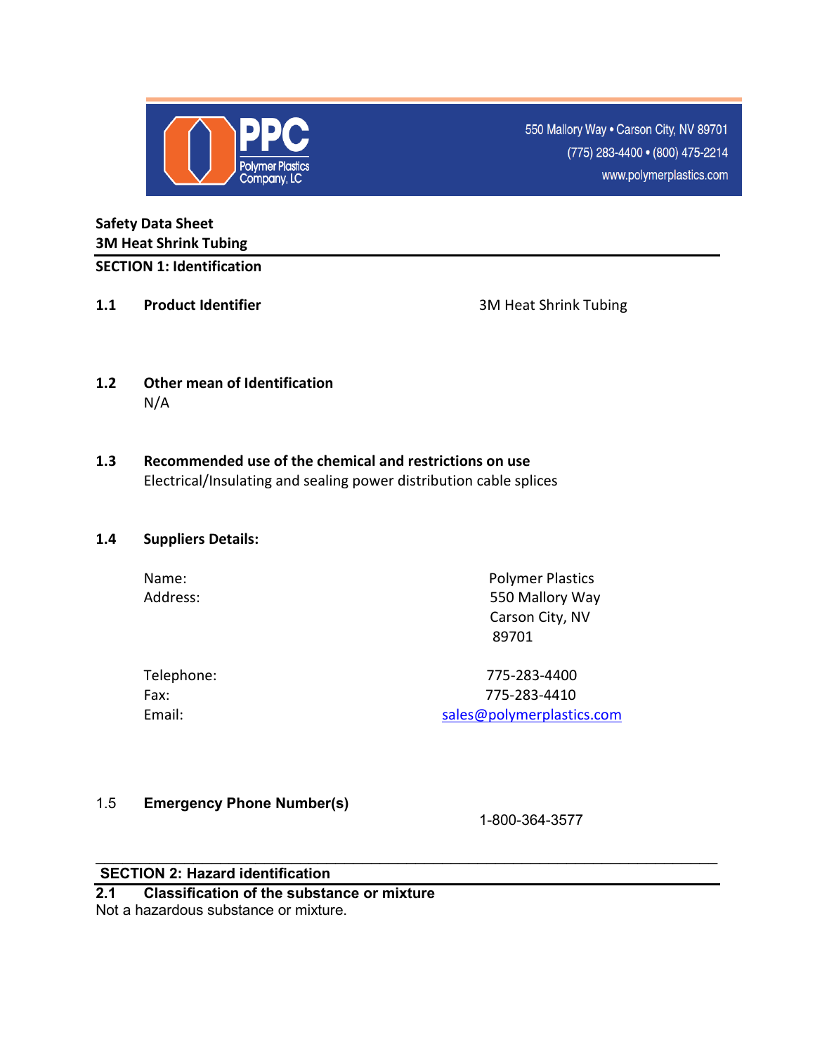PPC Polymer Plastics Company, LC

550 Mallory Way • Carson City, NV 89701
(775) 283-4400 • (800) 475-2214
www.polymerplastics.com

**Safety Data Sheet**
**3M Heat Shrink Tubing**

## SECTION 1: Identification

**1.1 Product Identifier** 3M Heat Shrink Tubing

**1.2 Other mean of Identification**
N/A

**1.3 Recommended use of the chemical and restrictions on use**
Electrical/Insulating and sealing power distribution cable splices

**1.4 Suppliers Details:**

| | |
|---|---|
| Name: | Polymer Plastics |
| Address: | 550 Mallory Way<br>Carson City, NV<br>89701 |
| Telephone: | 775-283-4400 |
| Fax: | 775-283-4410 |
| Email: | sales@polymerplastics.com |

**1.5 Emergency Phone Number(s)** 1-800-364-3577

## SECTION 2: Hazard identification

**2.1 Classification of the substance or mixture**
Not a hazardous substance or mixture.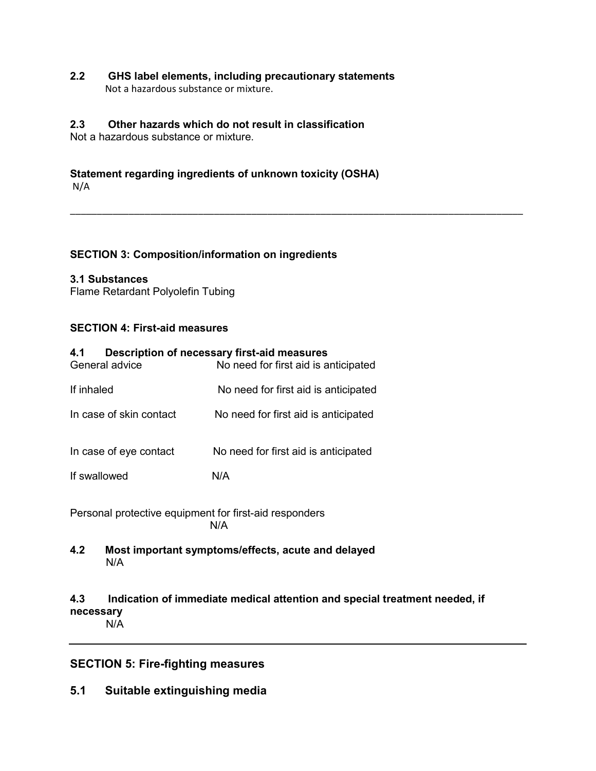**2.2 GHS label elements, including precautionary statements**

Not a hazardous substance or mixture.

**2.3 Other hazards which do not result in classification**

Not a hazardous substance or mixture.

**Statement regarding ingredients of unknown toxicity (OSHA)**

N/A

---

**SECTION 3: Composition/information on ingredients**

**3.1 Substances**

Flame Retardant Polyolefin Tubing

**SECTION 4: First-aid measures**

**4.1 Description of necessary first-aid measures**

| | |
|---|---|
| General advice | No need for first aid is anticipated |
| If inhaled | No need for first aid is anticipated |
| In case of skin contact | No need for first aid is anticipated |
| In case of eye contact | No need for first aid is anticipated |
| If swallowed | N/A |

Personal protective equipment for first-aid responders

N/A

**4.2 Most important symptoms/effects, acute and delayed**

N/A

**4.3 Indication of immediate medical attention and special treatment needed, if necessary**

N/A

---

## SECTION 5: Fire-fighting measures

### 5.1 Suitable extinguishing media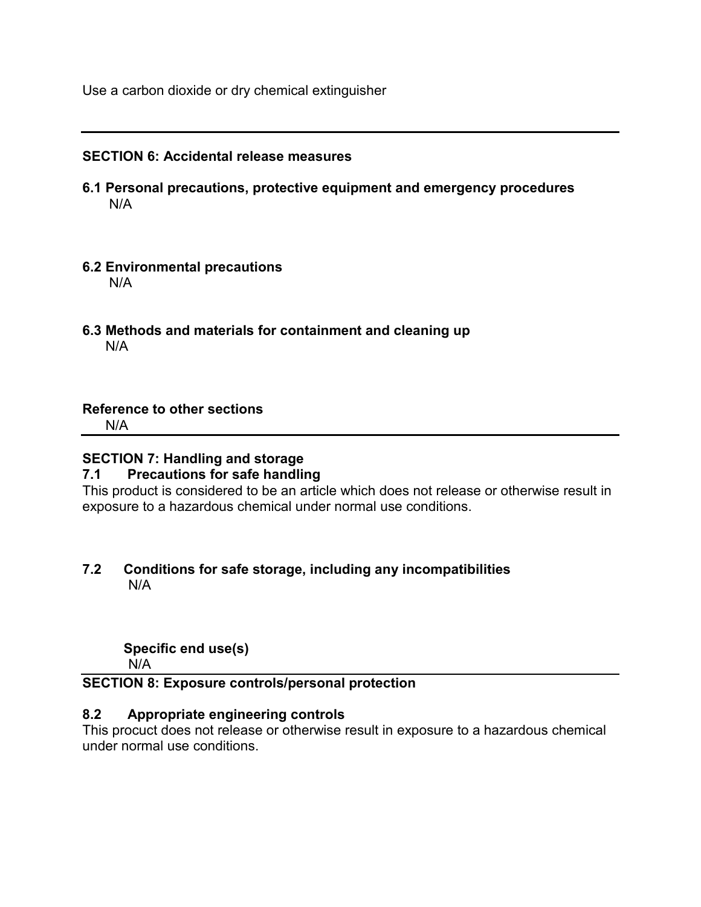Use a carbon dioxide or dry chemical extinguisher

---

**SECTION 6: Accidental release measures**

**6.1 Personal precautions, protective equipment and emergency procedures**
N/A

**6.2 Environmental precautions**
N/A

**6.3 Methods and materials for containment and cleaning up**
N/A

**Reference to other sections**
N/A

---

**SECTION 7: Handling and storage**

**7.1 Precautions for safe handling**
This product is considered to be an article which does not release or otherwise result in exposure to a hazardous chemical under normal use conditions.

**7.2 Conditions for safe storage, including any incompatibilities**
N/A

**Specific end use(s)**
N/A

---

**SECTION 8: Exposure controls/personal protection**

**8.2 Appropriate engineering controls**
This procuct does not release or otherwise result in exposure to a hazardous chemical under normal use conditions.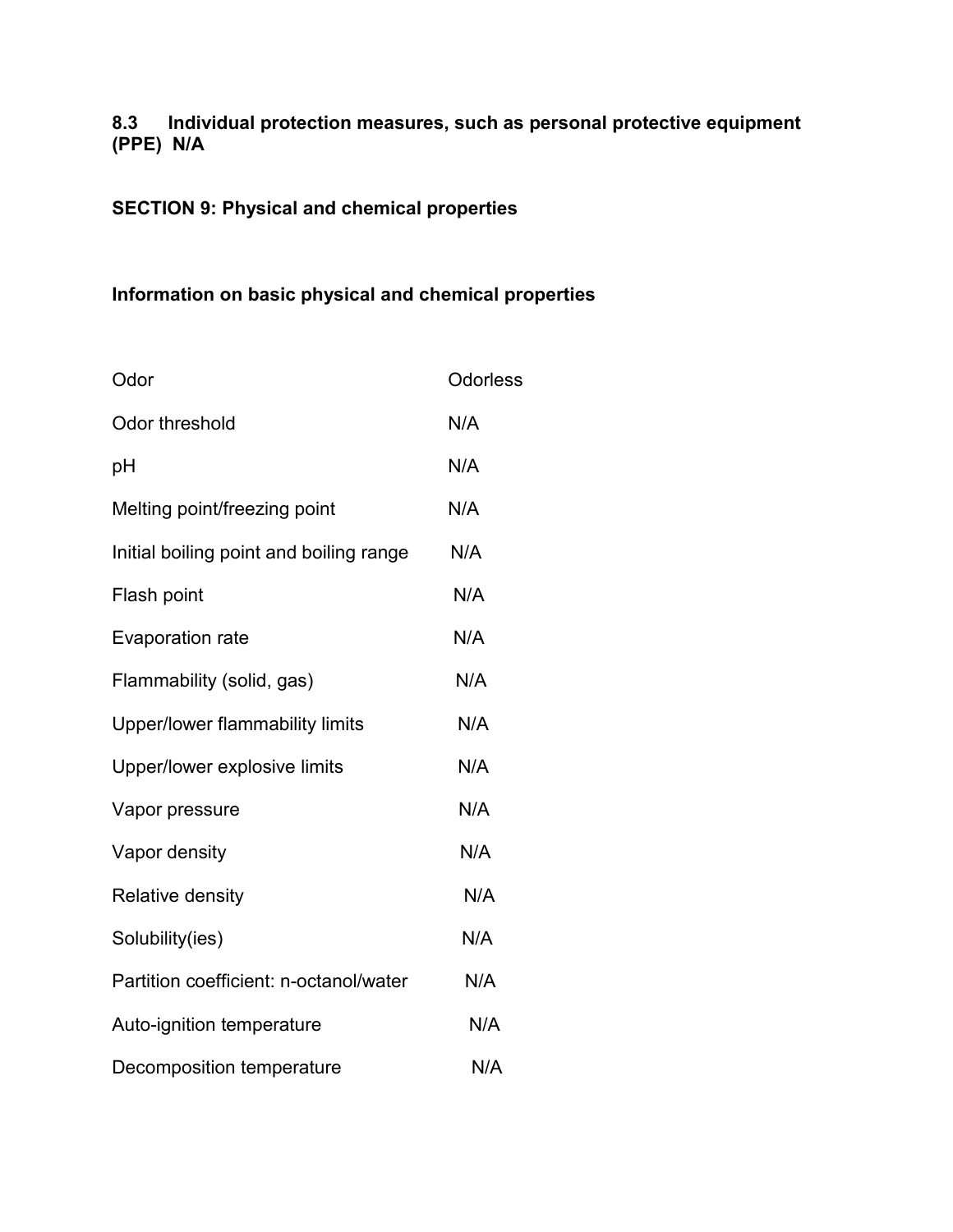**8.3 Individual protection measures, such as personal protective equipment (PPE) N/A**

## SECTION 9: Physical and chemical properties

### Information on basic physical and chemical properties

| | |
|---|---|
| Odor | Odorless |
| Odor threshold | N/A |
| pH | N/A |
| Melting point/freezing point | N/A |
| Initial boiling point and boiling range | N/A |
| Flash point | N/A |
| Evaporation rate | N/A |
| Flammability (solid, gas) | N/A |
| Upper/lower flammability limits | N/A |
| Upper/lower explosive limits | N/A |
| Vapor pressure | N/A |
| Vapor density | N/A |
| Relative density | N/A |
| Solubility(ies) | N/A |
| Partition coefficient: n-octanol/water | N/A |
| Auto-ignition temperature | N/A |
| Decomposition temperature | N/A |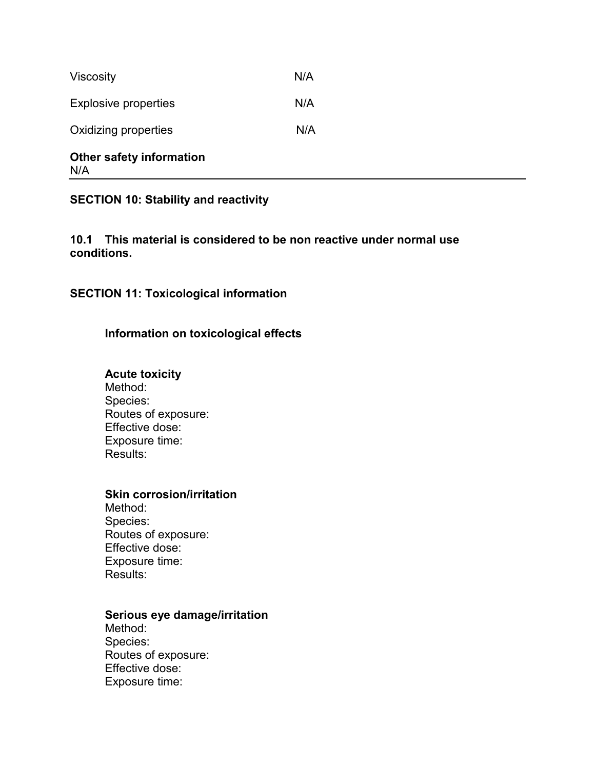| | |
|---|---|
| Viscosity | N/A |
| Explosive properties | N/A |
| Oxidizing properties | N/A |

**Other safety information**
N/A

---

## SECTION 10: Stability and reactivity

**10.1 This material is considered to be non reactive under normal use conditions.**

## SECTION 11: Toxicological information

### Information on toxicological effects

**Acute toxicity**
Method:
Species:
Routes of exposure:
Effective dose:
Exposure time:
Results:

**Skin corrosion/irritation**
Method:
Species:
Routes of exposure:
Effective dose:
Exposure time:
Results:

**Serious eye damage/irritation**
Method:
Species:
Routes of exposure:
Effective dose:
Exposure time: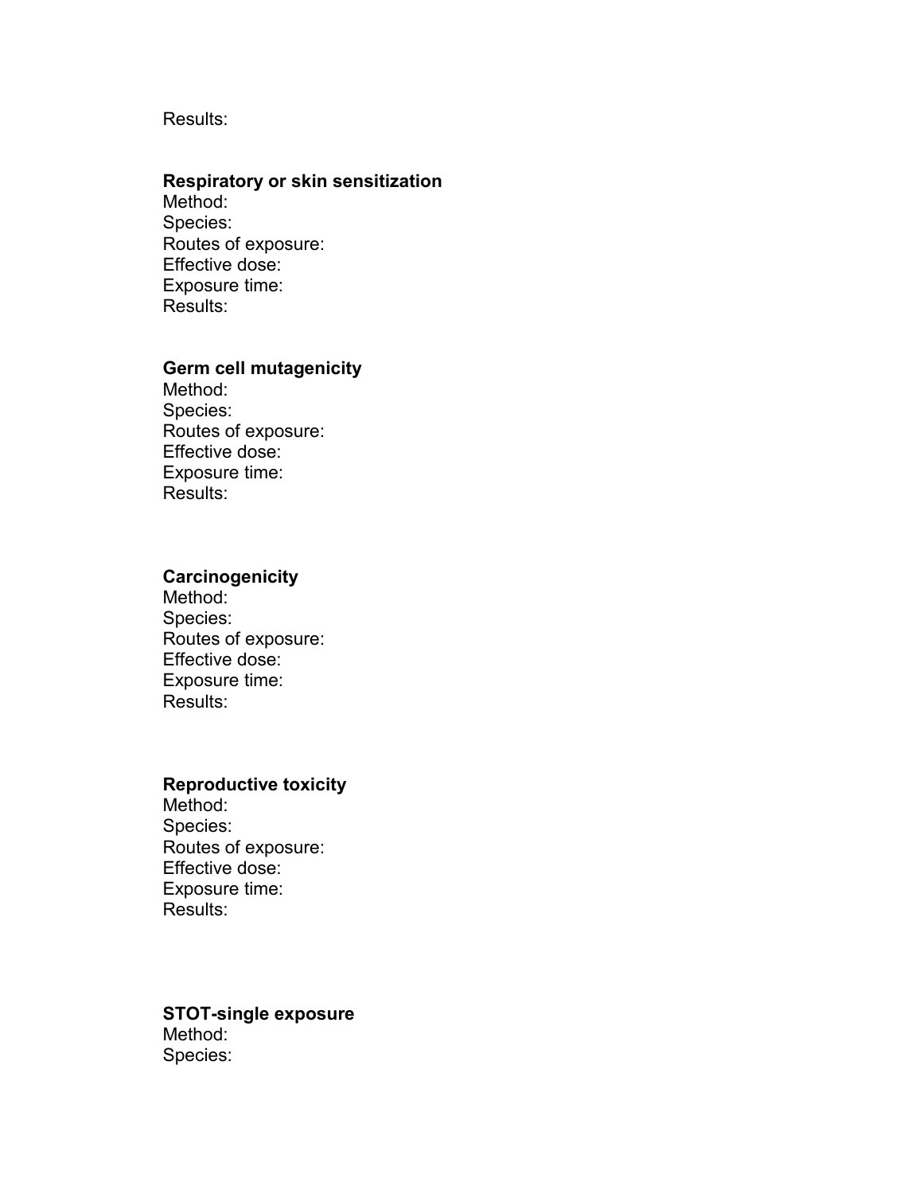Results:

**Respiratory or skin sensitization**
Method:
Species:
Routes of exposure:
Effective dose:
Exposure time:
Results:

**Germ cell mutagenicity**
Method:
Species:
Routes of exposure:
Effective dose:
Exposure time:
Results:

**Carcinogenicity**
Method:
Species:
Routes of exposure:
Effective dose:
Exposure time:
Results:

**Reproductive toxicity**
Method:
Species:
Routes of exposure:
Effective dose:
Exposure time:
Results:

**STOT-single exposure**
Method:
Species: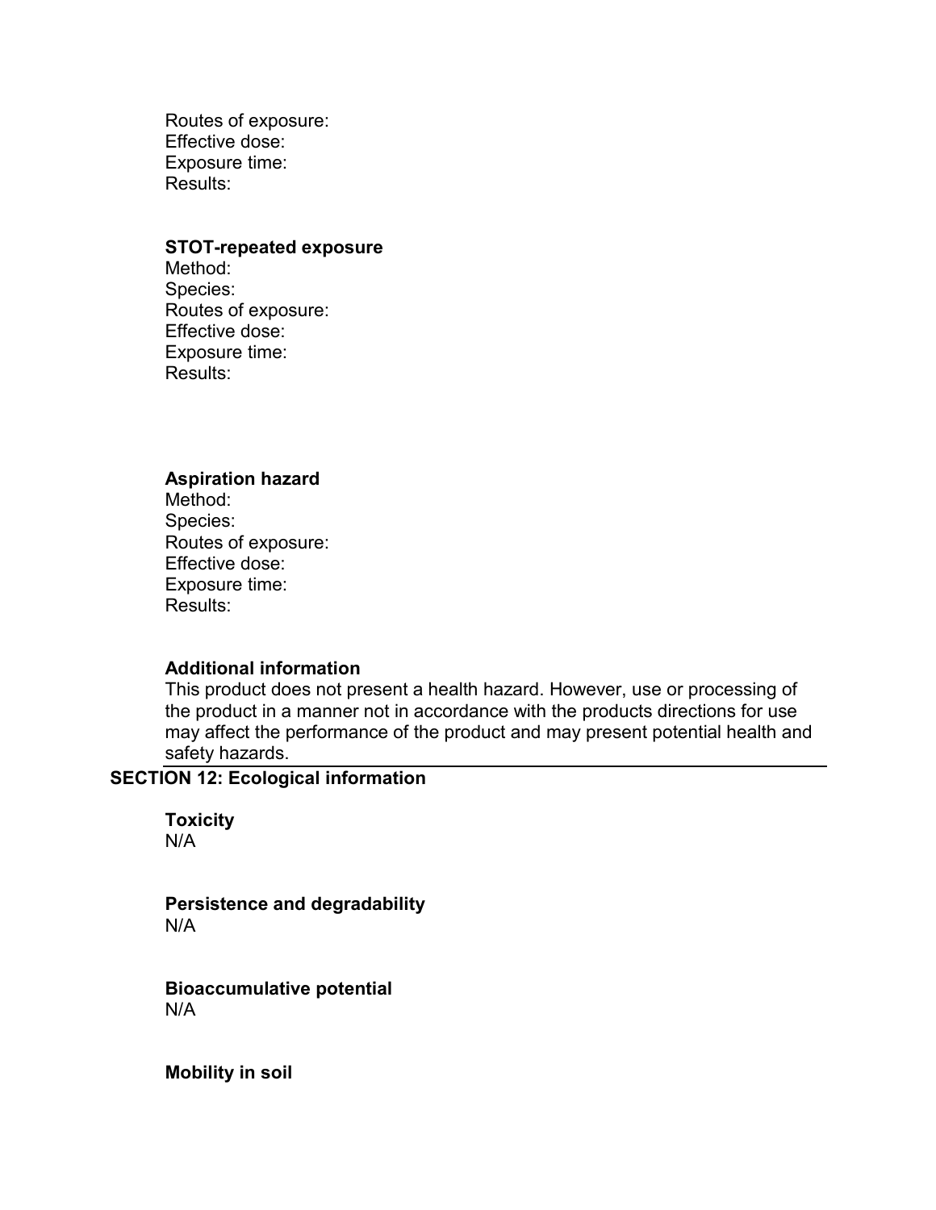Routes of exposure:
Effective dose:
Exposure time:
Results:

**STOT-repeated exposure**
Method:
Species:
Routes of exposure:
Effective dose:
Exposure time:
Results:

**Aspiration hazard**
Method:
Species:
Routes of exposure:
Effective dose:
Exposure time:
Results:

**Additional information**
This product does not present a health hazard. However, use or processing of the product in a manner not in accordance with the products directions for use may affect the performance of the product and may present potential health and safety hazards.

## SECTION 12: Ecological information

**Toxicity**
N/A

**Persistence and degradability**
N/A

**Bioaccumulative potential**
N/A

**Mobility in soil**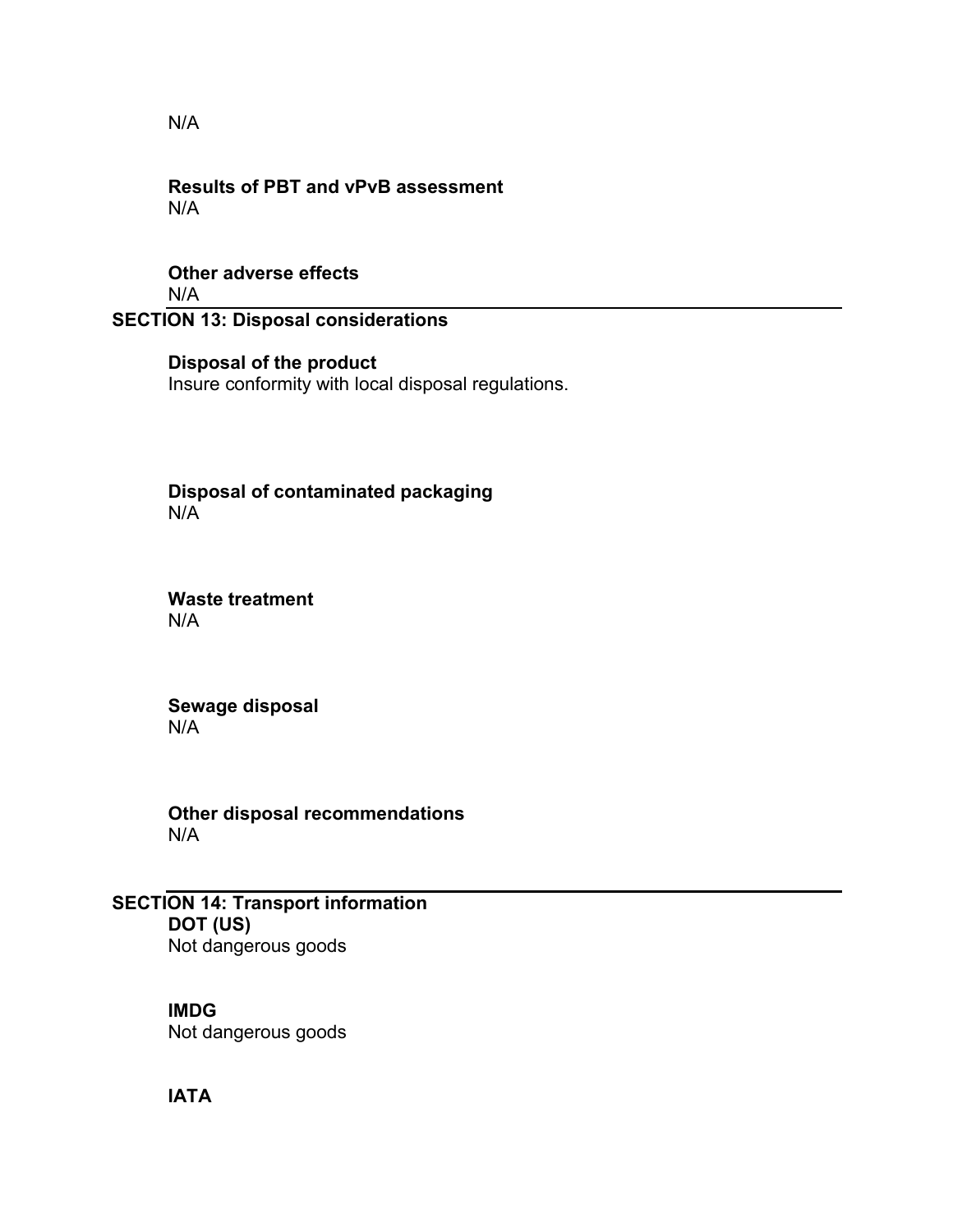N/A

**Results of PBT and vPvB assessment**
N/A

**Other adverse effects**
N/A

## SECTION 13: Disposal considerations

**Disposal of the product**
Insure conformity with local disposal regulations.

**Disposal of contaminated packaging**
N/A

**Waste treatment**
N/A

**Sewage disposal**
N/A

**Other disposal recommendations**
N/A

## SECTION 14: Transport information

**DOT (US)**
Not dangerous goods

**IMDG**
Not dangerous goods

**IATA**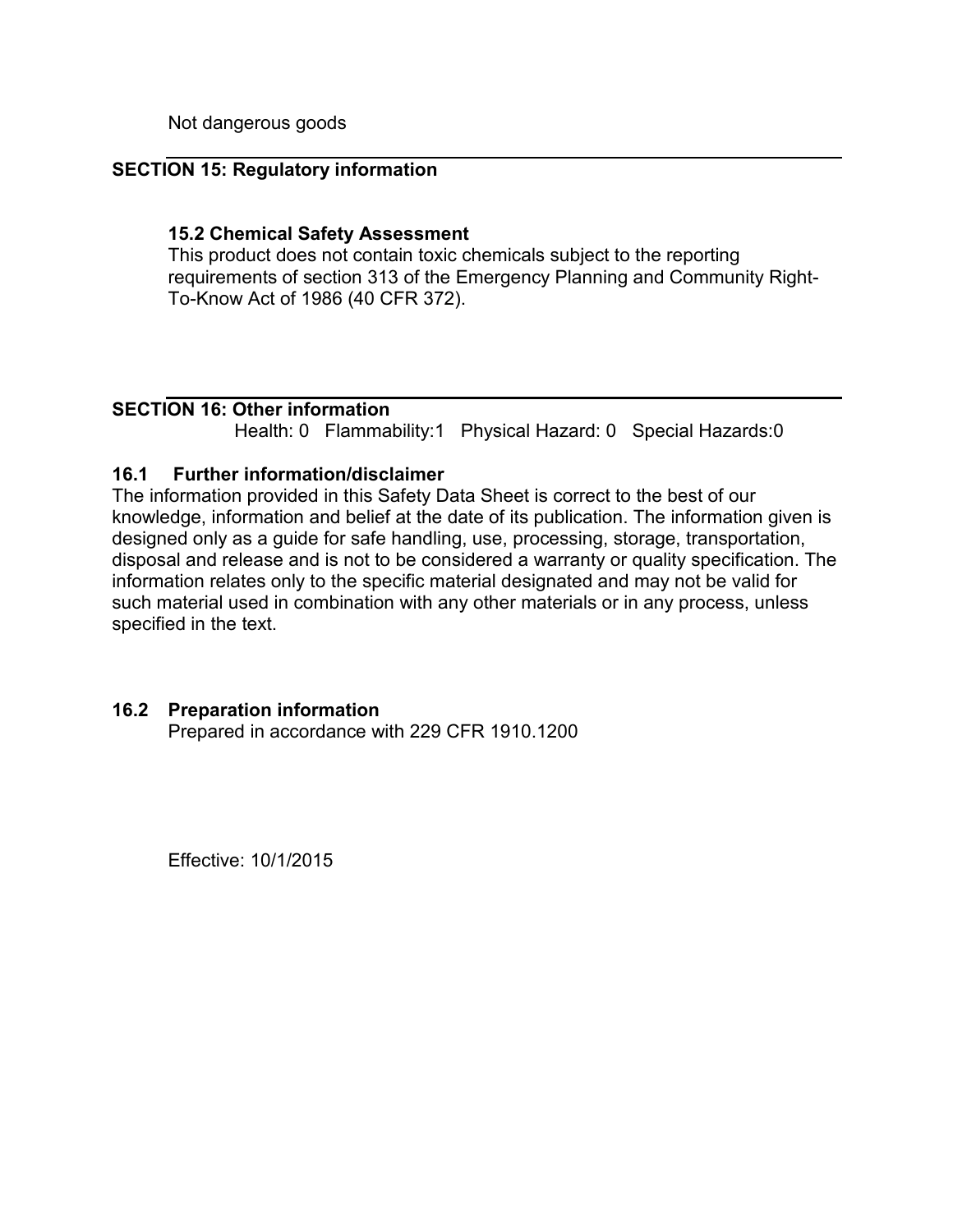Not dangerous goods

## SECTION 15: Regulatory information

### 15.2 Chemical Safety Assessment

This product does not contain toxic chemicals subject to the reporting requirements of section 313 of the Emergency Planning and Community Right-To-Know Act of 1986 (40 CFR 372).

## SECTION 16: Other information

Health: 0   Flammability:1   Physical Hazard: 0   Special Hazards:0

### 16.1 Further information/disclaimer

The information provided in this Safety Data Sheet is correct to the best of our knowledge, information and belief at the date of its publication. The information given is designed only as a guide for safe handling, use, processing, storage, transportation, disposal and release and is not to be considered a warranty or quality specification. The information relates only to the specific material designated and may not be valid for such material used in combination with any other materials or in any process, unless specified in the text.

### 16.2 Preparation information

Prepared in accordance with 229 CFR 1910.1200

Effective: 10/1/2015